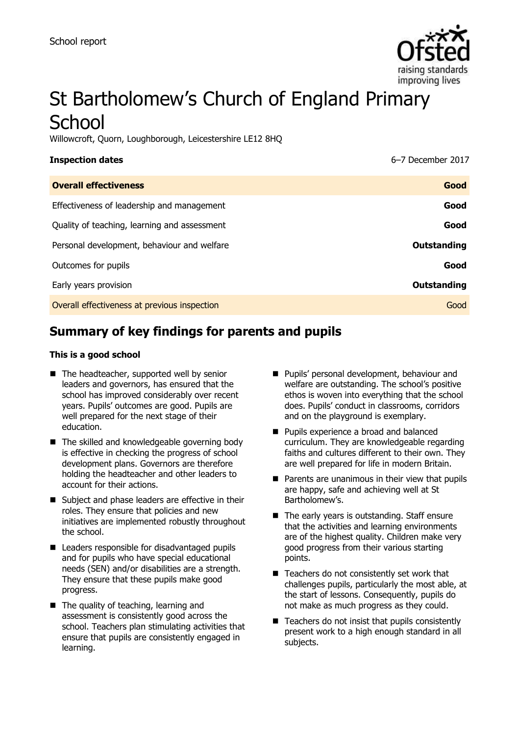School report

# St Bartholomew's Church of England Primary School

Willowcroft, Quorn, Loughborough, Leicestershire LE12 8HQ

| **Inspection dates** | 6–7 December 2017 |
| --- | --- |
| **Overall effectiveness** | **Good** |
| Effectiveness of leadership and management | **Good** |
| Quality of teaching, learning and assessment | **Good** |
| Personal development, behaviour and welfare | **Outstanding** |
| Outcomes for pupils | **Good** |
| Early years provision | **Outstanding** |
| Overall effectiveness at previous inspection | Good |

## Summary of key findings for parents and pupils

**This is a good school**

- The headteacher, supported well by senior leaders and governors, has ensured that the school has improved considerably over recent years. Pupils' outcomes are good. Pupils are well prepared for the next stage of their education.
- The skilled and knowledgeable governing body is effective in checking the progress of school development plans. Governors are therefore holding the headteacher and other leaders to account for their actions.
- Subject and phase leaders are effective in their roles. They ensure that policies and new initiatives are implemented robustly throughout the school.
- Leaders responsible for disadvantaged pupils and for pupils who have special educational needs (SEN) and/or disabilities are a strength. They ensure that these pupils make good progress.
- The quality of teaching, learning and assessment is consistently good across the school. Teachers plan stimulating activities that ensure that pupils are consistently engaged in learning.
- Pupils' personal development, behaviour and welfare are outstanding. The school's positive ethos is woven into everything that the school does. Pupils' conduct in classrooms, corridors and on the playground is exemplary.
- Pupils experience a broad and balanced curriculum. They are knowledgeable regarding faiths and cultures different to their own. They are well prepared for life in modern Britain.
- Parents are unanimous in their view that pupils are happy, safe and achieving well at St Bartholomew's.
- The early years is outstanding. Staff ensure that the activities and learning environments are of the highest quality. Children make very good progress from their various starting points.
- Teachers do not consistently set work that challenges pupils, particularly the most able, at the start of lessons. Consequently, pupils do not make as much progress as they could.
- Teachers do not insist that pupils consistently present work to a high enough standard in all subjects.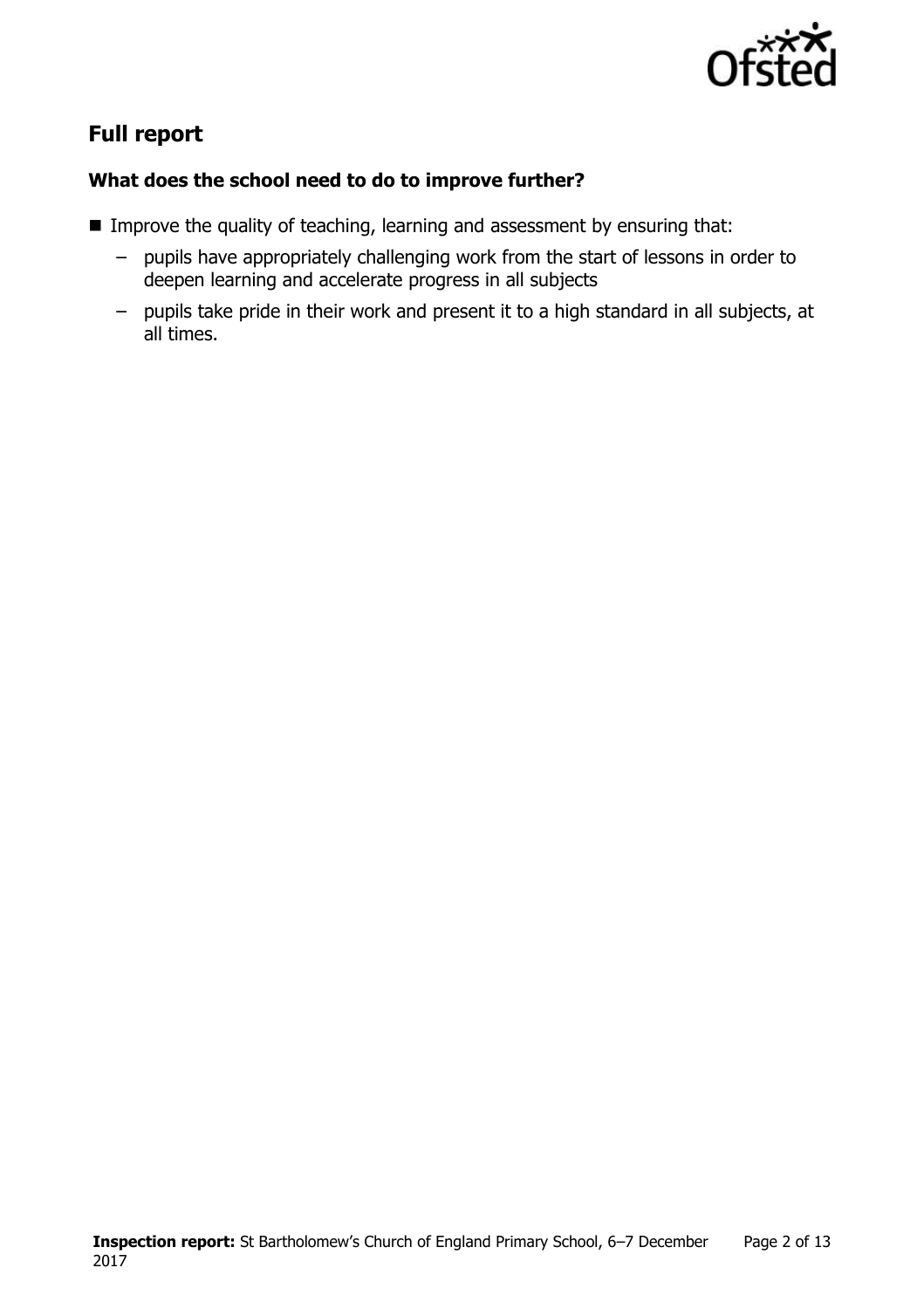## Full report

### What does the school need to do to improve further?

- Improve the quality of teaching, learning and assessment by ensuring that:
  - pupils have appropriately challenging work from the start of lessons in order to deepen learning and accelerate progress in all subjects
  - pupils take pride in their work and present it to a high standard in all subjects, at all times.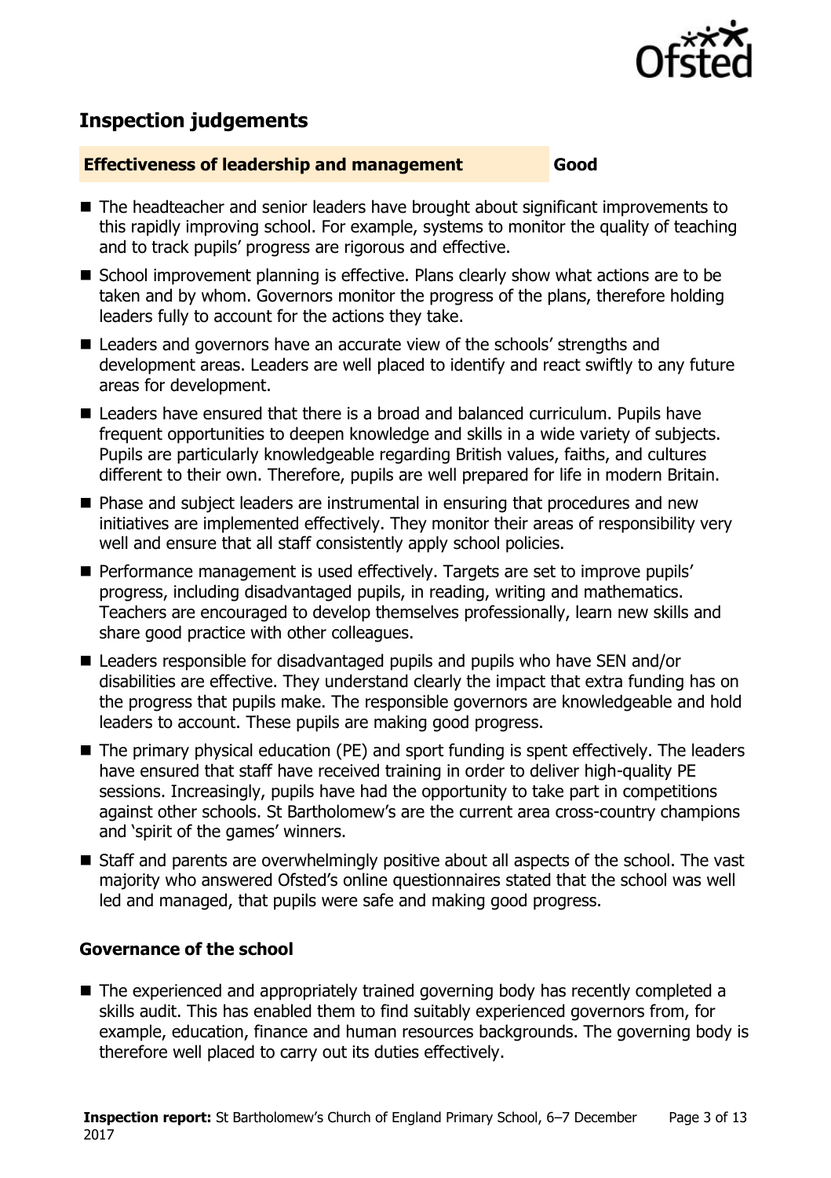## Inspection judgements

**Effectiveness of leadership and management** **Good**

- The headteacher and senior leaders have brought about significant improvements to this rapidly improving school. For example, systems to monitor the quality of teaching and to track pupils' progress are rigorous and effective.
- School improvement planning is effective. Plans clearly show what actions are to be taken and by whom. Governors monitor the progress of the plans, therefore holding leaders fully to account for the actions they take.
- Leaders and governors have an accurate view of the schools' strengths and development areas. Leaders are well placed to identify and react swiftly to any future areas for development.
- Leaders have ensured that there is a broad and balanced curriculum. Pupils have frequent opportunities to deepen knowledge and skills in a wide variety of subjects. Pupils are particularly knowledgeable regarding British values, faiths, and cultures different to their own. Therefore, pupils are well prepared for life in modern Britain.
- Phase and subject leaders are instrumental in ensuring that procedures and new initiatives are implemented effectively. They monitor their areas of responsibility very well and ensure that all staff consistently apply school policies.
- Performance management is used effectively. Targets are set to improve pupils' progress, including disadvantaged pupils, in reading, writing and mathematics. Teachers are encouraged to develop themselves professionally, learn new skills and share good practice with other colleagues.
- Leaders responsible for disadvantaged pupils and pupils who have SEN and/or disabilities are effective. They understand clearly the impact that extra funding has on the progress that pupils make. The responsible governors are knowledgeable and hold leaders to account. These pupils are making good progress.
- The primary physical education (PE) and sport funding is spent effectively. The leaders have ensured that staff have received training in order to deliver high-quality PE sessions. Increasingly, pupils have had the opportunity to take part in competitions against other schools. St Bartholomew's are the current area cross-country champions and 'spirit of the games' winners.
- Staff and parents are overwhelmingly positive about all aspects of the school. The vast majority who answered Ofsted's online questionnaires stated that the school was well led and managed, that pupils were safe and making good progress.

### Governance of the school

- The experienced and appropriately trained governing body has recently completed a skills audit. This has enabled them to find suitably experienced governors from, for example, education, finance and human resources backgrounds. The governing body is therefore well placed to carry out its duties effectively.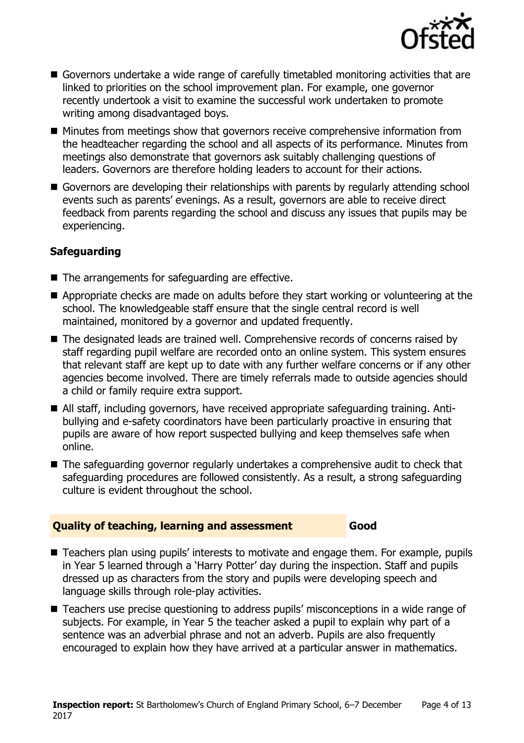- Governors undertake a wide range of carefully timetabled monitoring activities that are linked to priorities on the school improvement plan. For example, one governor recently undertook a visit to examine the successful work undertaken to promote writing among disadvantaged boys.
- Minutes from meetings show that governors receive comprehensive information from the headteacher regarding the school and all aspects of its performance. Minutes from meetings also demonstrate that governors ask suitably challenging questions of leaders. Governors are therefore holding leaders to account for their actions.
- Governors are developing their relationships with parents by regularly attending school events such as parents' evenings. As a result, governors are able to receive direct feedback from parents regarding the school and discuss any issues that pupils may be experiencing.

### Safeguarding

- The arrangements for safeguarding are effective.
- Appropriate checks are made on adults before they start working or volunteering at the school. The knowledgeable staff ensure that the single central record is well maintained, monitored by a governor and updated frequently.
- The designated leads are trained well. Comprehensive records of concerns raised by staff regarding pupil welfare are recorded onto an online system. This system ensures that relevant staff are kept up to date with any further welfare concerns or if any other agencies become involved. There are timely referrals made to outside agencies should a child or family require extra support.
- All staff, including governors, have received appropriate safeguarding training. Anti-bullying and e-safety coordinators have been particularly proactive in ensuring that pupils are aware of how report suspected bullying and keep themselves safe when online.
- The safeguarding governor regularly undertakes a comprehensive audit to check that safeguarding procedures are followed consistently. As a result, a strong safeguarding culture is evident throughout the school.

## Quality of teaching, learning and assessment — Good

- Teachers plan using pupils' interests to motivate and engage them. For example, pupils in Year 5 learned through a 'Harry Potter' day during the inspection. Staff and pupils dressed up as characters from the story and pupils were developing speech and language skills through role-play activities.
- Teachers use precise questioning to address pupils' misconceptions in a wide range of subjects. For example, in Year 5 the teacher asked a pupil to explain why part of a sentence was an adverbial phrase and not an adverb. Pupils are also frequently encouraged to explain how they have arrived at a particular answer in mathematics.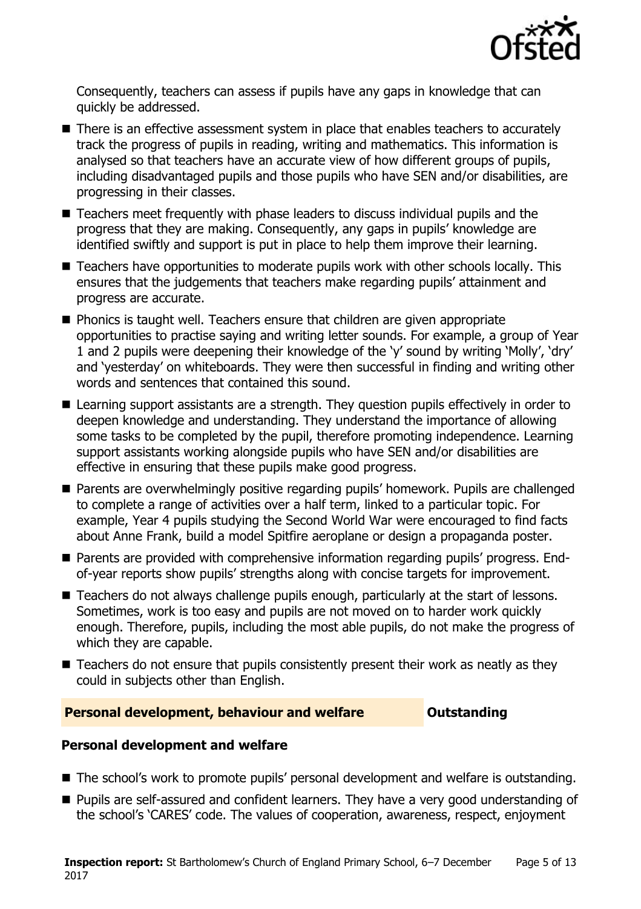Consequently, teachers can assess if pupils have any gaps in knowledge that can quickly be addressed.

- There is an effective assessment system in place that enables teachers to accurately track the progress of pupils in reading, writing and mathematics. This information is analysed so that teachers have an accurate view of how different groups of pupils, including disadvantaged pupils and those pupils who have SEN and/or disabilities, are progressing in their classes.
- Teachers meet frequently with phase leaders to discuss individual pupils and the progress that they are making. Consequently, any gaps in pupils' knowledge are identified swiftly and support is put in place to help them improve their learning.
- Teachers have opportunities to moderate pupils work with other schools locally. This ensures that the judgements that teachers make regarding pupils' attainment and progress are accurate.
- Phonics is taught well. Teachers ensure that children are given appropriate opportunities to practise saying and writing letter sounds. For example, a group of Year 1 and 2 pupils were deepening their knowledge of the 'y' sound by writing 'Molly', 'dry' and 'yesterday' on whiteboards. They were then successful in finding and writing other words and sentences that contained this sound.
- Learning support assistants are a strength. They question pupils effectively in order to deepen knowledge and understanding. They understand the importance of allowing some tasks to be completed by the pupil, therefore promoting independence. Learning support assistants working alongside pupils who have SEN and/or disabilities are effective in ensuring that these pupils make good progress.
- Parents are overwhelmingly positive regarding pupils' homework. Pupils are challenged to complete a range of activities over a half term, linked to a particular topic. For example, Year 4 pupils studying the Second World War were encouraged to find facts about Anne Frank, build a model Spitfire aeroplane or design a propaganda poster.
- Parents are provided with comprehensive information regarding pupils' progress. End-of-year reports show pupils' strengths along with concise targets for improvement.
- Teachers do not always challenge pupils enough, particularly at the start of lessons. Sometimes, work is too easy and pupils are not moved on to harder work quickly enough. Therefore, pupils, including the most able pupils, do not make the progress of which they are capable.
- Teachers do not ensure that pupils consistently present their work as neatly as they could in subjects other than English.

## Personal development, behaviour and welfare — Outstanding

### Personal development and welfare

- The school's work to promote pupils' personal development and welfare is outstanding.
- Pupils are self-assured and confident learners. They have a very good understanding of the school's 'CARES' code. The values of cooperation, awareness, respect, enjoyment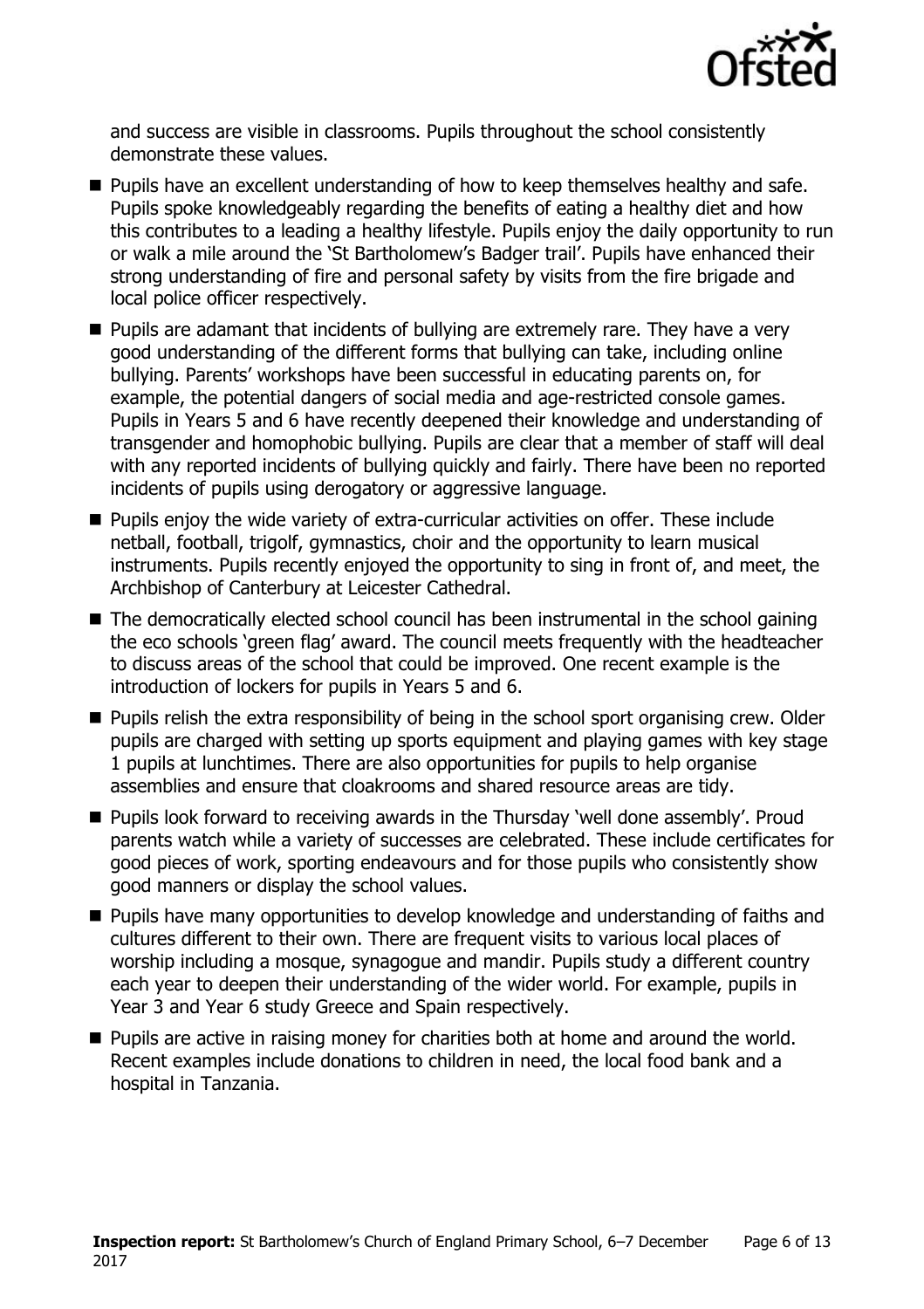and success are visible in classrooms. Pupils throughout the school consistently demonstrate these values.

- Pupils have an excellent understanding of how to keep themselves healthy and safe. Pupils spoke knowledgeably regarding the benefits of eating a healthy diet and how this contributes to a leading a healthy lifestyle. Pupils enjoy the daily opportunity to run or walk a mile around the 'St Bartholomew's Badger trail'. Pupils have enhanced their strong understanding of fire and personal safety by visits from the fire brigade and local police officer respectively.
- Pupils are adamant that incidents of bullying are extremely rare. They have a very good understanding of the different forms that bullying can take, including online bullying. Parents' workshops have been successful in educating parents on, for example, the potential dangers of social media and age-restricted console games. Pupils in Years 5 and 6 have recently deepened their knowledge and understanding of transgender and homophobic bullying. Pupils are clear that a member of staff will deal with any reported incidents of bullying quickly and fairly. There have been no reported incidents of pupils using derogatory or aggressive language.
- Pupils enjoy the wide variety of extra-curricular activities on offer. These include netball, football, trigolf, gymnastics, choir and the opportunity to learn musical instruments. Pupils recently enjoyed the opportunity to sing in front of, and meet, the Archbishop of Canterbury at Leicester Cathedral.
- The democratically elected school council has been instrumental in the school gaining the eco schools 'green flag' award. The council meets frequently with the headteacher to discuss areas of the school that could be improved. One recent example is the introduction of lockers for pupils in Years 5 and 6.
- Pupils relish the extra responsibility of being in the school sport organising crew. Older pupils are charged with setting up sports equipment and playing games with key stage 1 pupils at lunchtimes. There are also opportunities for pupils to help organise assemblies and ensure that cloakrooms and shared resource areas are tidy.
- Pupils look forward to receiving awards in the Thursday 'well done assembly'. Proud parents watch while a variety of successes are celebrated. These include certificates for good pieces of work, sporting endeavours and for those pupils who consistently show good manners or display the school values.
- Pupils have many opportunities to develop knowledge and understanding of faiths and cultures different to their own. There are frequent visits to various local places of worship including a mosque, synagogue and mandir. Pupils study a different country each year to deepen their understanding of the wider world. For example, pupils in Year 3 and Year 6 study Greece and Spain respectively.
- Pupils are active in raising money for charities both at home and around the world. Recent examples include donations to children in need, the local food bank and a hospital in Tanzania.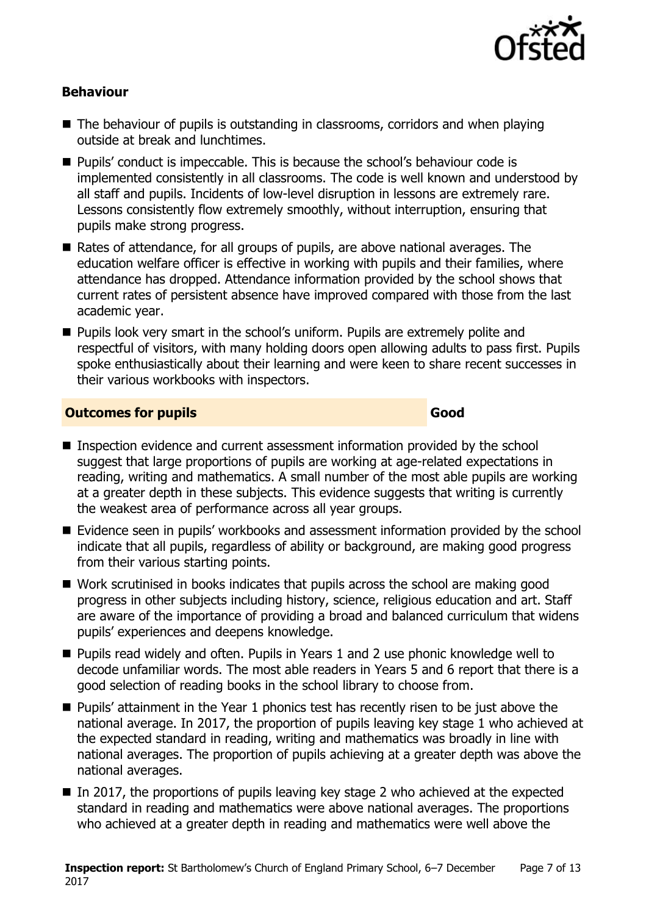### Behaviour

- The behaviour of pupils is outstanding in classrooms, corridors and when playing outside at break and lunchtimes.
- Pupils' conduct is impeccable. This is because the school's behaviour code is implemented consistently in all classrooms. The code is well known and understood by all staff and pupils. Incidents of low-level disruption in lessons are extremely rare. Lessons consistently flow extremely smoothly, without interruption, ensuring that pupils make strong progress.
- Rates of attendance, for all groups of pupils, are above national averages. The education welfare officer is effective in working with pupils and their families, where attendance has dropped. Attendance information provided by the school shows that current rates of persistent absence have improved compared with those from the last academic year.
- Pupils look very smart in the school's uniform. Pupils are extremely polite and respectful of visitors, with many holding doors open allowing adults to pass first. Pupils spoke enthusiastically about their learning and were keen to share recent successes in their various workbooks with inspectors.

## Outcomes for pupils — Good

- Inspection evidence and current assessment information provided by the school suggest that large proportions of pupils are working at age-related expectations in reading, writing and mathematics. A small number of the most able pupils are working at a greater depth in these subjects. This evidence suggests that writing is currently the weakest area of performance across all year groups.
- Evidence seen in pupils' workbooks and assessment information provided by the school indicate that all pupils, regardless of ability or background, are making good progress from their various starting points.
- Work scrutinised in books indicates that pupils across the school are making good progress in other subjects including history, science, religious education and art. Staff are aware of the importance of providing a broad and balanced curriculum that widens pupils' experiences and deepens knowledge.
- Pupils read widely and often. Pupils in Years 1 and 2 use phonic knowledge well to decode unfamiliar words. The most able readers in Years 5 and 6 report that there is a good selection of reading books in the school library to choose from.
- Pupils' attainment in the Year 1 phonics test has recently risen to be just above the national average. In 2017, the proportion of pupils leaving key stage 1 who achieved at the expected standard in reading, writing and mathematics was broadly in line with national averages. The proportion of pupils achieving at a greater depth was above the national averages.
- In 2017, the proportions of pupils leaving key stage 2 who achieved at the expected standard in reading and mathematics were above national averages. The proportions who achieved at a greater depth in reading and mathematics were well above the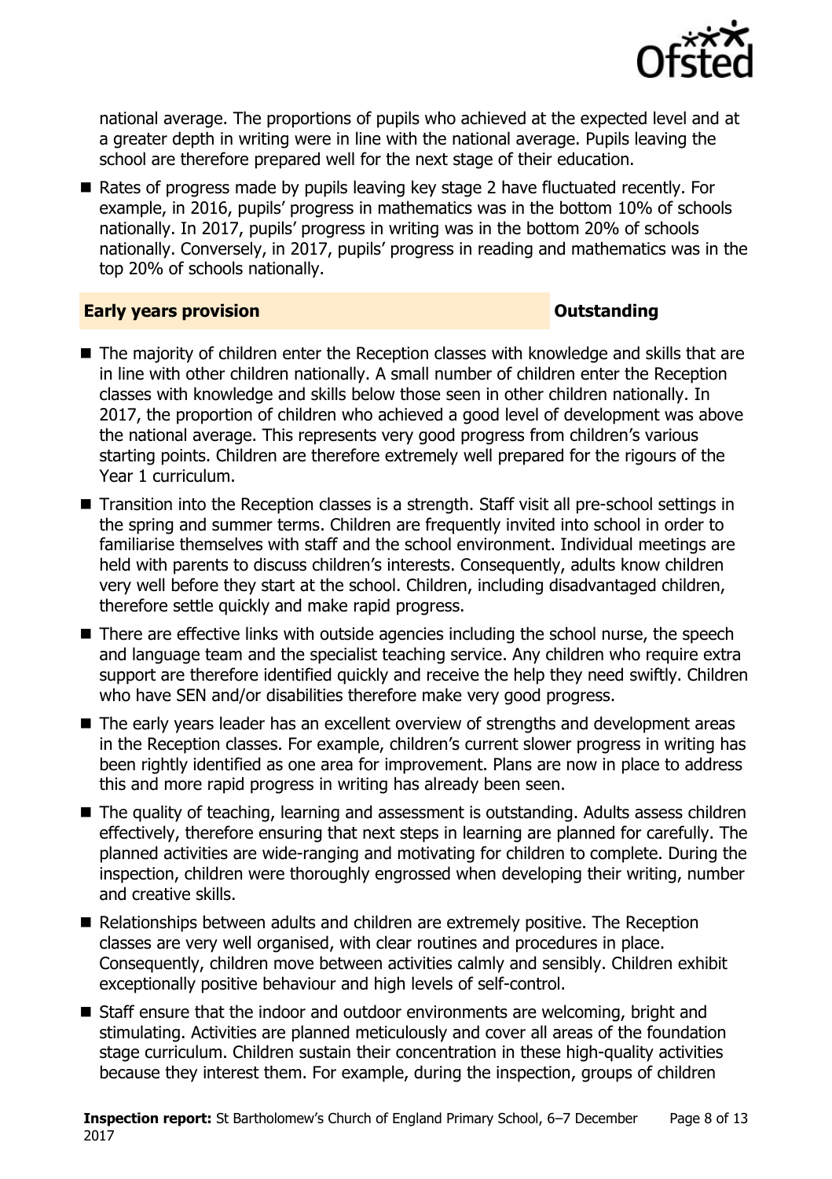national average. The proportions of pupils who achieved at the expected level and at a greater depth in writing were in line with the national average. Pupils leaving the school are therefore prepared well for the next stage of their education.

- Rates of progress made by pupils leaving key stage 2 have fluctuated recently. For example, in 2016, pupils' progress in mathematics was in the bottom 10% of schools nationally. In 2017, pupils' progress in writing was in the bottom 20% of schools nationally. Conversely, in 2017, pupils' progress in reading and mathematics was in the top 20% of schools nationally.

## Early years provision — Outstanding

- The majority of children enter the Reception classes with knowledge and skills that are in line with other children nationally. A small number of children enter the Reception classes with knowledge and skills below those seen in other children nationally. In 2017, the proportion of children who achieved a good level of development was above the national average. This represents very good progress from children's various starting points. Children are therefore extremely well prepared for the rigours of the Year 1 curriculum.
- Transition into the Reception classes is a strength. Staff visit all pre-school settings in the spring and summer terms. Children are frequently invited into school in order to familiarise themselves with staff and the school environment. Individual meetings are held with parents to discuss children's interests. Consequently, adults know children very well before they start at the school. Children, including disadvantaged children, therefore settle quickly and make rapid progress.
- There are effective links with outside agencies including the school nurse, the speech and language team and the specialist teaching service. Any children who require extra support are therefore identified quickly and receive the help they need swiftly. Children who have SEN and/or disabilities therefore make very good progress.
- The early years leader has an excellent overview of strengths and development areas in the Reception classes. For example, children's current slower progress in writing has been rightly identified as one area for improvement. Plans are now in place to address this and more rapid progress in writing has already been seen.
- The quality of teaching, learning and assessment is outstanding. Adults assess children effectively, therefore ensuring that next steps in learning are planned for carefully. The planned activities are wide-ranging and motivating for children to complete. During the inspection, children were thoroughly engrossed when developing their writing, number and creative skills.
- Relationships between adults and children are extremely positive. The Reception classes are very well organised, with clear routines and procedures in place. Consequently, children move between activities calmly and sensibly. Children exhibit exceptionally positive behaviour and high levels of self-control.
- Staff ensure that the indoor and outdoor environments are welcoming, bright and stimulating. Activities are planned meticulously and cover all areas of the foundation stage curriculum. Children sustain their concentration in these high-quality activities because they interest them. For example, during the inspection, groups of children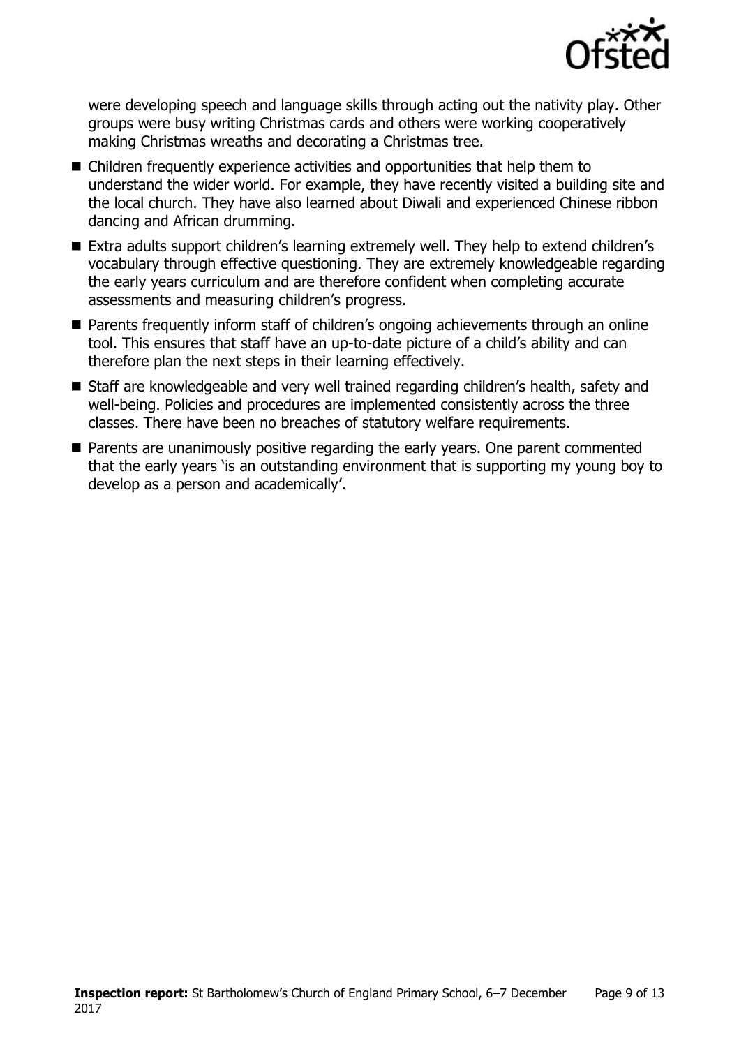were developing speech and language skills through acting out the nativity play. Other groups were busy writing Christmas cards and others were working cooperatively making Christmas wreaths and decorating a Christmas tree.

- Children frequently experience activities and opportunities that help them to understand the wider world. For example, they have recently visited a building site and the local church. They have also learned about Diwali and experienced Chinese ribbon dancing and African drumming.
- Extra adults support children's learning extremely well. They help to extend children's vocabulary through effective questioning. They are extremely knowledgeable regarding the early years curriculum and are therefore confident when completing accurate assessments and measuring children's progress.
- Parents frequently inform staff of children's ongoing achievements through an online tool. This ensures that staff have an up-to-date picture of a child's ability and can therefore plan the next steps in their learning effectively.
- Staff are knowledgeable and very well trained regarding children's health, safety and well-being. Policies and procedures are implemented consistently across the three classes. There have been no breaches of statutory welfare requirements.
- Parents are unanimously positive regarding the early years. One parent commented that the early years 'is an outstanding environment that is supporting my young boy to develop as a person and academically'.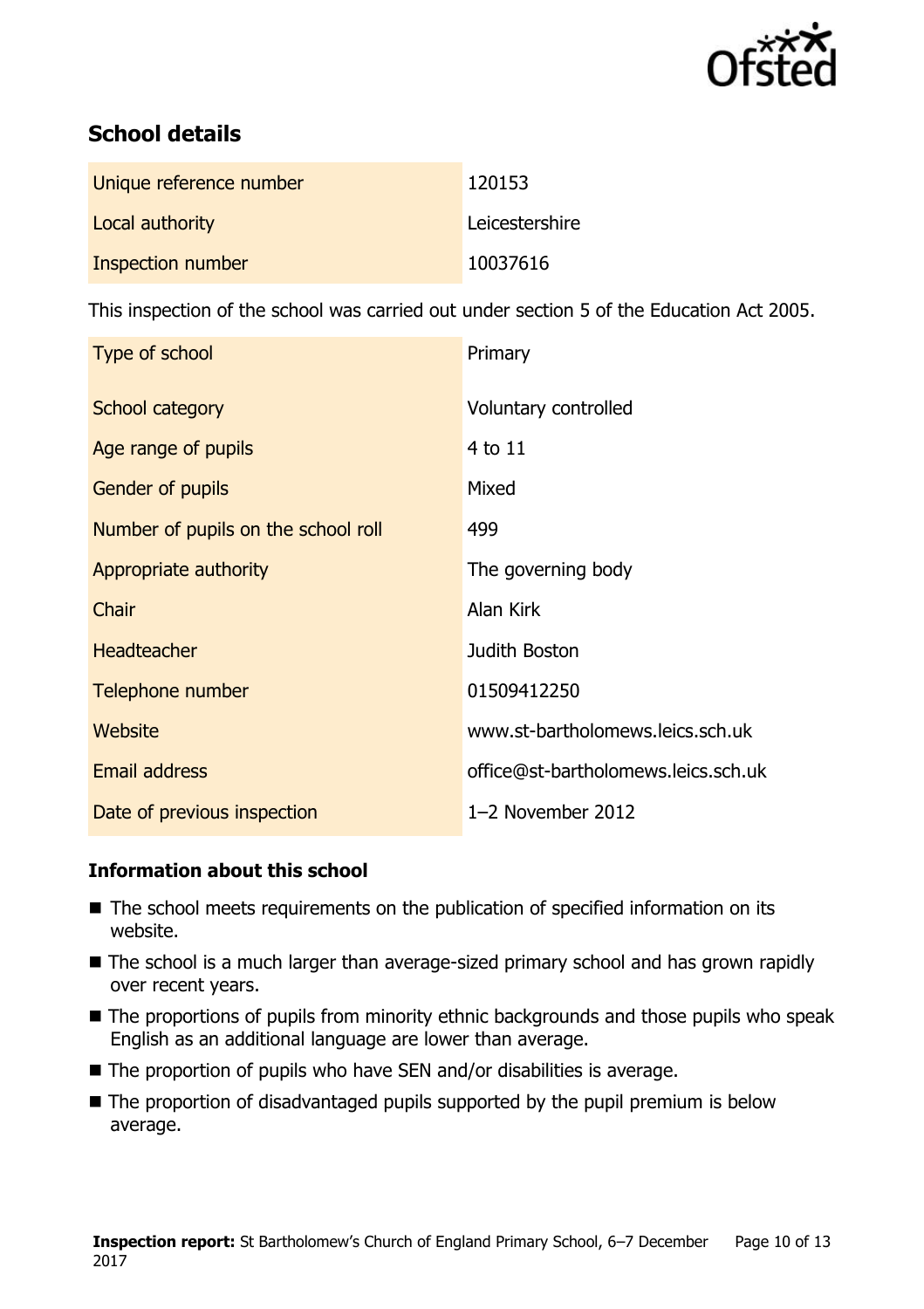## School details

| Unique reference number | 120153 |
| --- | --- |
| Local authority | Leicestershire |
| Inspection number | 10037616 |

This inspection of the school was carried out under section 5 of the Education Act 2005.

| Type of school | Primary |
| --- | --- |
| School category | Voluntary controlled |
| Age range of pupils | 4 to 11 |
| Gender of pupils | Mixed |
| Number of pupils on the school roll | 499 |
| Appropriate authority | The governing body |
| Chair | Alan Kirk |
| Headteacher | Judith Boston |
| Telephone number | 01509412250 |
| Website | www.st-bartholomews.leics.sch.uk |
| Email address | office@st-bartholomews.leics.sch.uk |
| Date of previous inspection | 1–2 November 2012 |

### Information about this school

- The school meets requirements on the publication of specified information on its website.
- The school is a much larger than average-sized primary school and has grown rapidly over recent years.
- The proportions of pupils from minority ethnic backgrounds and those pupils who speak English as an additional language are lower than average.
- The proportion of pupils who have SEN and/or disabilities is average.
- The proportion of disadvantaged pupils supported by the pupil premium is below average.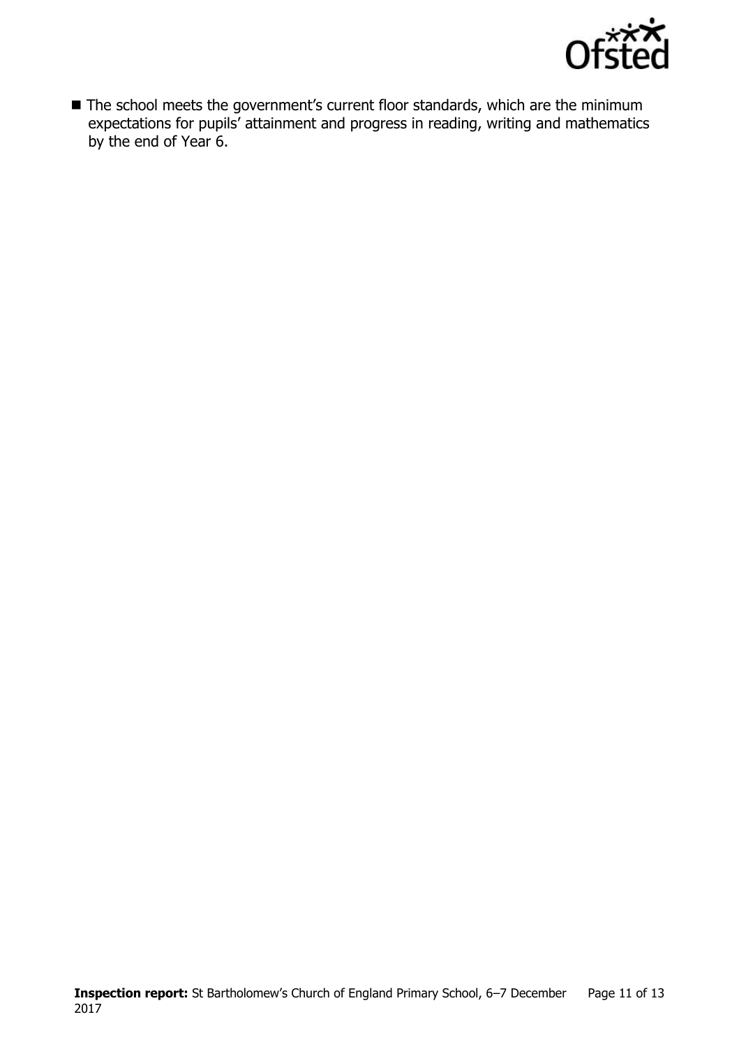- The school meets the government's current floor standards, which are the minimum expectations for pupils' attainment and progress in reading, writing and mathematics by the end of Year 6.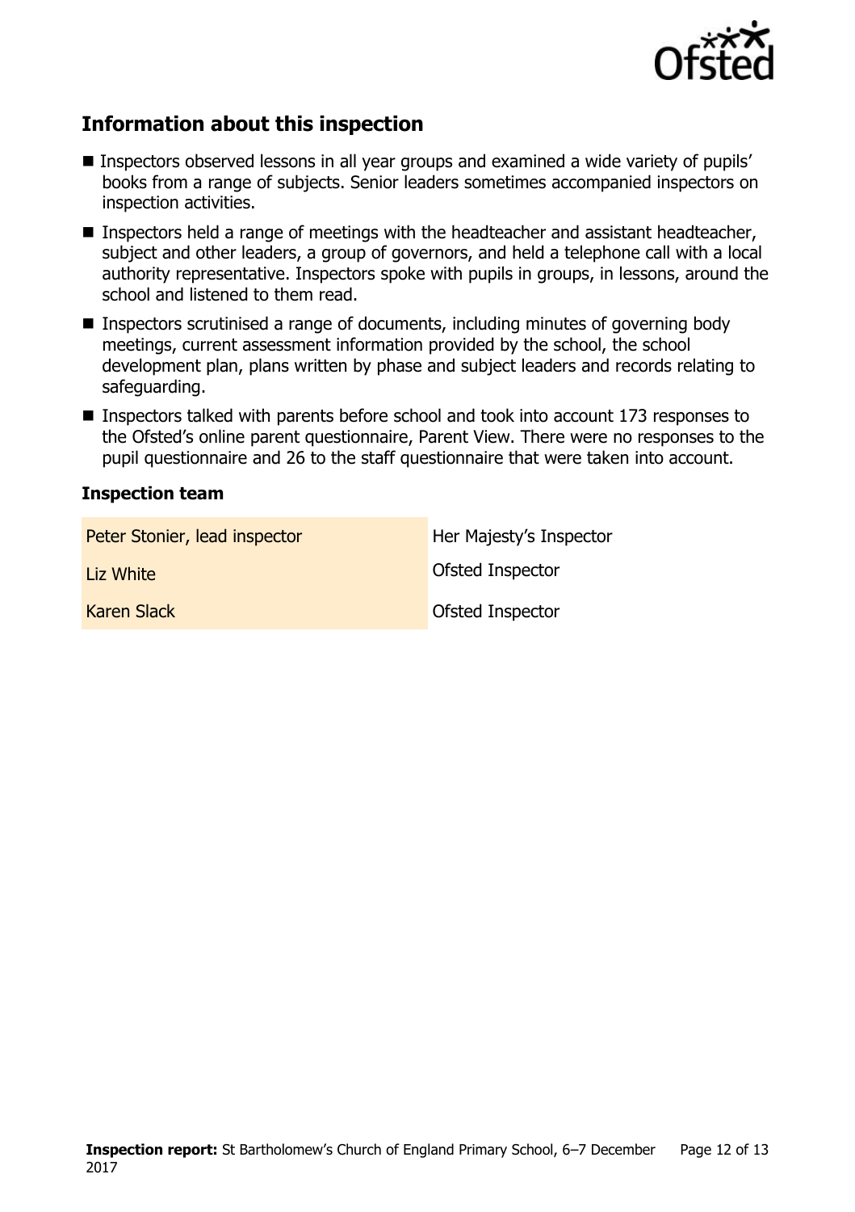## Information about this inspection

- Inspectors observed lessons in all year groups and examined a wide variety of pupils' books from a range of subjects. Senior leaders sometimes accompanied inspectors on inspection activities.
- Inspectors held a range of meetings with the headteacher and assistant headteacher, subject and other leaders, a group of governors, and held a telephone call with a local authority representative. Inspectors spoke with pupils in groups, in lessons, around the school and listened to them read.
- Inspectors scrutinised a range of documents, including minutes of governing body meetings, current assessment information provided by the school, the school development plan, plans written by phase and subject leaders and records relating to safeguarding.
- Inspectors talked with parents before school and took into account 173 responses to the Ofsted's online parent questionnaire, Parent View. There were no responses to the pupil questionnaire and 26 to the staff questionnaire that were taken into account.

### Inspection team

| | |
|---|---|
| Peter Stonier, lead inspector | Her Majesty's Inspector |
| Liz White | Ofsted Inspector |
| Karen Slack | Ofsted Inspector |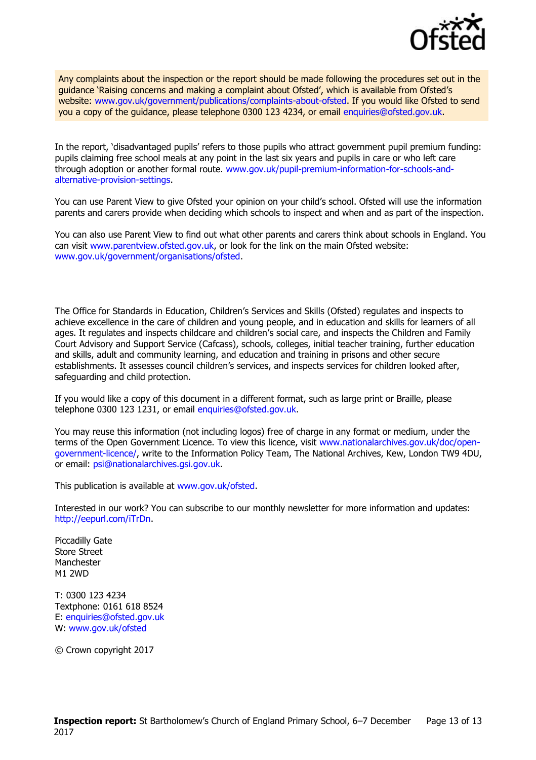Any complaints about the inspection or the report should be made following the procedures set out in the guidance 'Raising concerns and making a complaint about Ofsted', which is available from Ofsted's website: www.gov.uk/government/publications/complaints-about-ofsted. If you would like Ofsted to send you a copy of the guidance, please telephone 0300 123 4234, or email enquiries@ofsted.gov.uk.

In the report, 'disadvantaged pupils' refers to those pupils who attract government pupil premium funding: pupils claiming free school meals at any point in the last six years and pupils in care or who left care through adoption or another formal route. www.gov.uk/pupil-premium-information-for-schools-and-alternative-provision-settings.

You can use Parent View to give Ofsted your opinion on your child's school. Ofsted will use the information parents and carers provide when deciding which schools to inspect and when and as part of the inspection.

You can also use Parent View to find out what other parents and carers think about schools in England. You can visit www.parentview.ofsted.gov.uk, or look for the link on the main Ofsted website: www.gov.uk/government/organisations/ofsted.

The Office for Standards in Education, Children's Services and Skills (Ofsted) regulates and inspects to achieve excellence in the care of children and young people, and in education and skills for learners of all ages. It regulates and inspects childcare and children's social care, and inspects the Children and Family Court Advisory and Support Service (Cafcass), schools, colleges, initial teacher training, further education and skills, adult and community learning, and education and training in prisons and other secure establishments. It assesses council children's services, and inspects services for children looked after, safeguarding and child protection.

If you would like a copy of this document in a different format, such as large print or Braille, please telephone 0300 123 1231, or email enquiries@ofsted.gov.uk.

You may reuse this information (not including logos) free of charge in any format or medium, under the terms of the Open Government Licence. To view this licence, visit www.nationalarchives.gov.uk/doc/open-government-licence/, write to the Information Policy Team, The National Archives, Kew, London TW9 4DU, or email: psi@nationalarchives.gsi.gov.uk.

This publication is available at www.gov.uk/ofsted.

Interested in our work? You can subscribe to our monthly newsletter for more information and updates: http://eepurl.com/iTrDn.

Piccadilly Gate  
Store Street  
Manchester  
M1 2WD

T: 0300 123 4234  
Textphone: 0161 618 8524  
E: enquiries@ofsted.gov.uk  
W: www.gov.uk/ofsted

© Crown copyright 2017